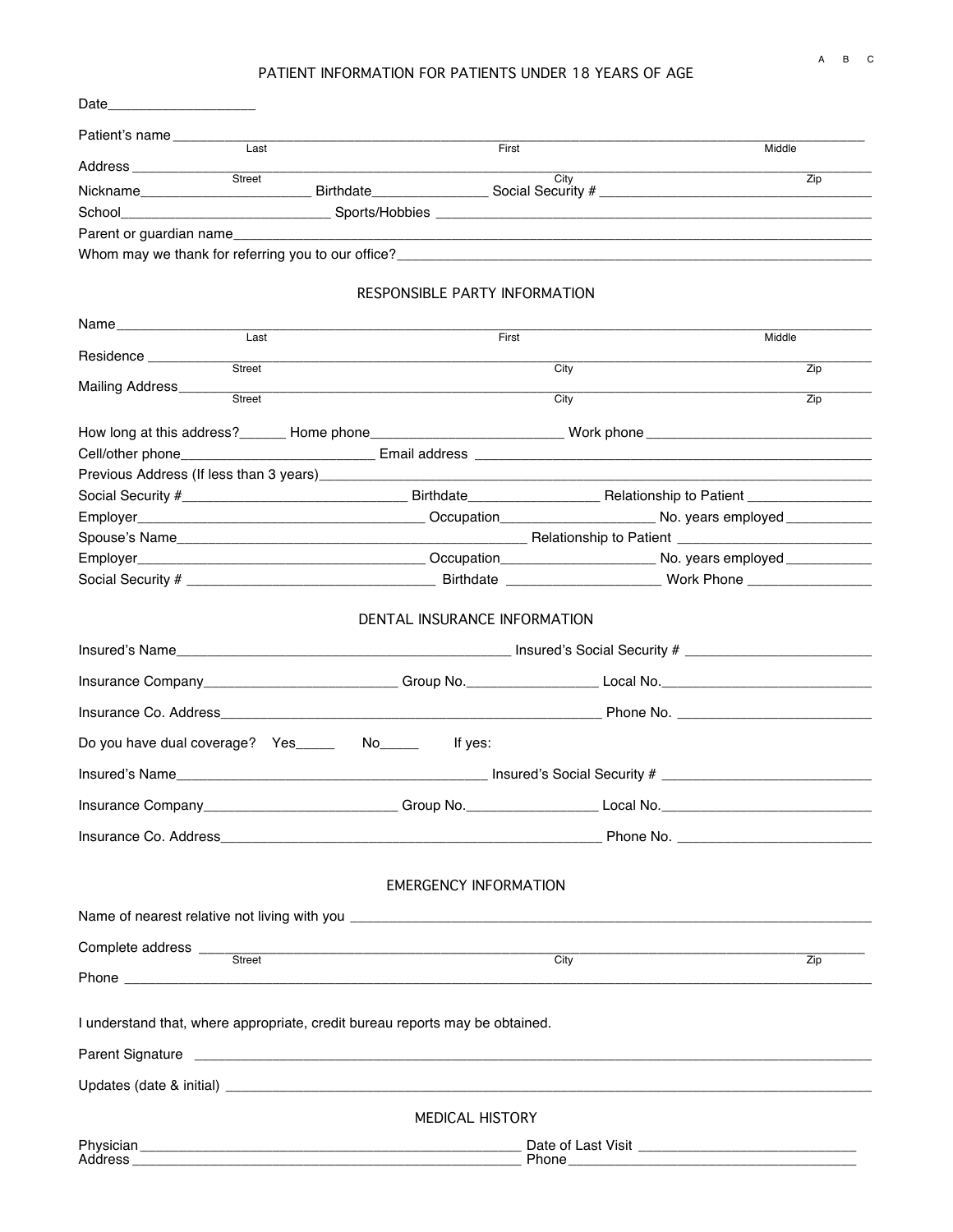A B C

# PATIENT INFORMATION FOR PATIENTS UNDER 18 YEARS OF AGE

Date___________________

Patient's name ______________________________________________________________
Last First Middle

Address ______________________________________________________________
Street City Zip

Nickname______________________ Birthdate_______________ Social Security # ____________________________________

School___________________________ Sports/Hobbies ______________________________________________________

Parent or guardian name______________________________________________________________

Whom may we thank for referring you to our office?______________________________________________________

## RESPONSIBLE PARTY INFORMATION

Name______________________________________________________________
Last First Middle

Residence ______________________________________________________________
Street City Zip

Mailing Address______________________________________________________________
Street City Zip

How long at this address?______ Home phone_________________________ Work phone _______________________________

Cell/other phone_________________________ Email address _________________________________________________

Previous Address (If less than 3 years)______________________________________________________

Social Security #_____________________________ Birthdate_________________ Relationship to Patient ________________

Employer____________________________________ Occupation____________________ No. years employed ___________

Spouse's Name______________________________________________ Relationship to Patient ________________________

Employer____________________________________ Occupation____________________ No. years employed ___________

Social Security # ________________________________ Birthdate ___________________ Work Phone ________________

## DENTAL INSURANCE INFORMATION

Insured's Name___________________________________________ Insured's Social Security # _________________________

Insurance Company_________________________ Group No._________________ Local No.___________________________

Insurance Co. Address__________________________________________________ Phone No. _________________________

Do you have dual coverage? Yes_____ No_____ If yes:

Insured's Name________________________________________ Insured's Social Security # ___________________________

Insurance Company_________________________ Group No._________________ Local No.___________________________

Insurance Co. Address__________________________________________________ Phone No. _________________________

## EMERGENCY INFORMATION

Name of nearest relative not living with you ______________________________________________________________

Complete address ______________________________________________________________
Street City Zip

Phone ______________________________________________________________

I understand that, where appropriate, credit bureau reports may be obtained.

Parent Signature ______________________________________________________________

Updates (date & initial) ______________________________________________________________

## MEDICAL HISTORY

Physician__________________________________________________ Date of Last Visit ____________________________

Address __________________________________________________ Phone___________________________________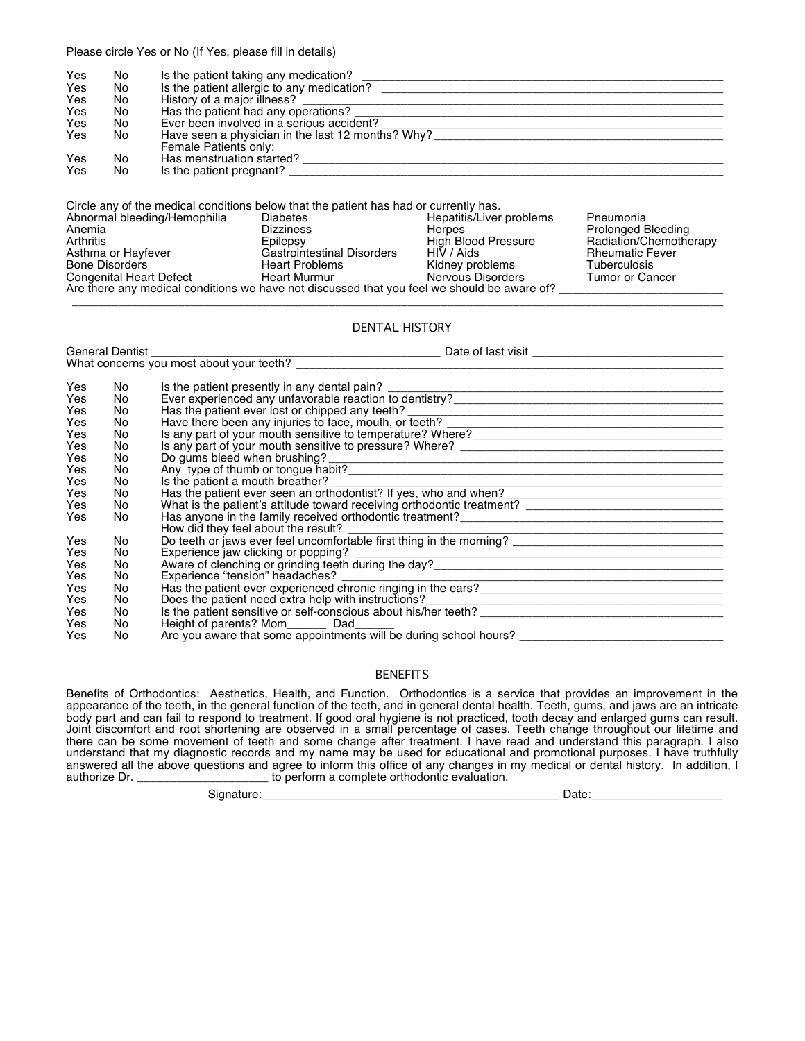Please circle Yes or No (If Yes, please fill in details)

| | | |
|---|---|---|
| Yes | No | Is the patient taking any medication? ___ |
| Yes | No | Is the patient allergic to any medication? ___ |
| Yes | No | History of a major illness? ___ |
| Yes | No | Has the patient had any operations? ___ |
| Yes | No | Ever been involved in a serious accident? ___ |
| Yes | No | Have seen a physician in the last 12 months? Why? ___ |
| | | Female Patients only: |
| Yes | No | Has menstruation started? ___ |
| Yes | No | Is the patient pregnant? ___ |

Circle any of the medical conditions below that the patient has had or currently has.

| | | | |
|---|---|---|---|
| Abnormal bleeding/Hemophilia | Diabetes | Hepatitis/Liver problems | Pneumonia |
| Anemia | Dizziness | Herpes | Prolonged Bleeding |
| Arthritis | Epilepsy | High Blood Pressure | Radiation/Chemotherapy |
| Asthma or Hayfever | Gastrointestinal Disorders | HIV / Aids | Rheumatic Fever |
| Bone Disorders | Heart Problems | Kidney problems | Tuberculosis |
| Congenital Heart Defect | Heart Murmur | Nervous Disorders | Tumor or Cancer |

Are there any medical conditions we have not discussed that you feel we should be aware of? ___

___

## DENTAL HISTORY

General Dentist ___ Date of last visit ___

What concerns you most about your teeth? ___

| | | |
|---|---|---|
| Yes | No | Is the patient presently in any dental pain? ___ |
| Yes | No | Ever experienced any unfavorable reaction to dentistry? ___ |
| Yes | No | Has the patient ever lost or chipped any teeth? ___ |
| Yes | No | Have there been any injuries to face, mouth, or teeth? ___ |
| Yes | No | Is any part of your mouth sensitive to temperature? Where? ___ |
| Yes | No | Is any part of your mouth sensitive to pressure? Where? ___ |
| Yes | No | Do gums bleed when brushing? ___ |
| Yes | No | Any type of thumb or tongue habit? ___ |
| Yes | No | Is the patient a mouth breather? ___ |
| Yes | No | Has the patient ever seen an orthodontist? If yes, who and when? ___ |
| Yes | No | What is the patient's attitude toward receiving orthodontic treatment? ___ |
| Yes | No | Has anyone in the family received orthodontic treatment? ___ |
| | | How did they feel about the result? ___ |
| Yes | No | Do teeth or jaws ever feel uncomfortable first thing in the morning? ___ |
| Yes | No | Experience jaw clicking or popping? ___ |
| Yes | No | Aware of clenching or grinding teeth during the day? ___ |
| Yes | No | Experience "tension" headaches? ___ |
| Yes | No | Has the patient ever experienced chronic ringing in the ears? ___ |
| Yes | No | Does the patient need extra help with instructions? ___ |
| Yes | No | Is the patient sensitive or self-conscious about his/her teeth? ___ |
| Yes | No | Height of parents? Mom______ Dad______ |
| Yes | No | Are you aware that some appointments will be during school hours? ___ |

## BENEFITS

Benefits of Orthodontics: Aesthetics, Health, and Function. Orthodontics is a service that provides an improvement in the appearance of the teeth, in the general function of the teeth, and in general dental health. Teeth, gums, and jaws are an intricate body part and can fail to respond to treatment. If good oral hygiene is not practiced, tooth decay and enlarged gums can result. Joint discomfort and root shortening are observed in a small percentage of cases. Teeth change throughout our lifetime and there can be some movement of teeth and some change after treatment. I have read and understand this paragraph. I also understand that my diagnostic records and my name may be used for educational and promotional purposes. I have truthfully answered all the above questions and agree to inform this office of any changes in my medical or dental history. In addition, I authorize Dr. ____________________ to perform a complete orthodontic evaluation.

Signature:___ Date:___